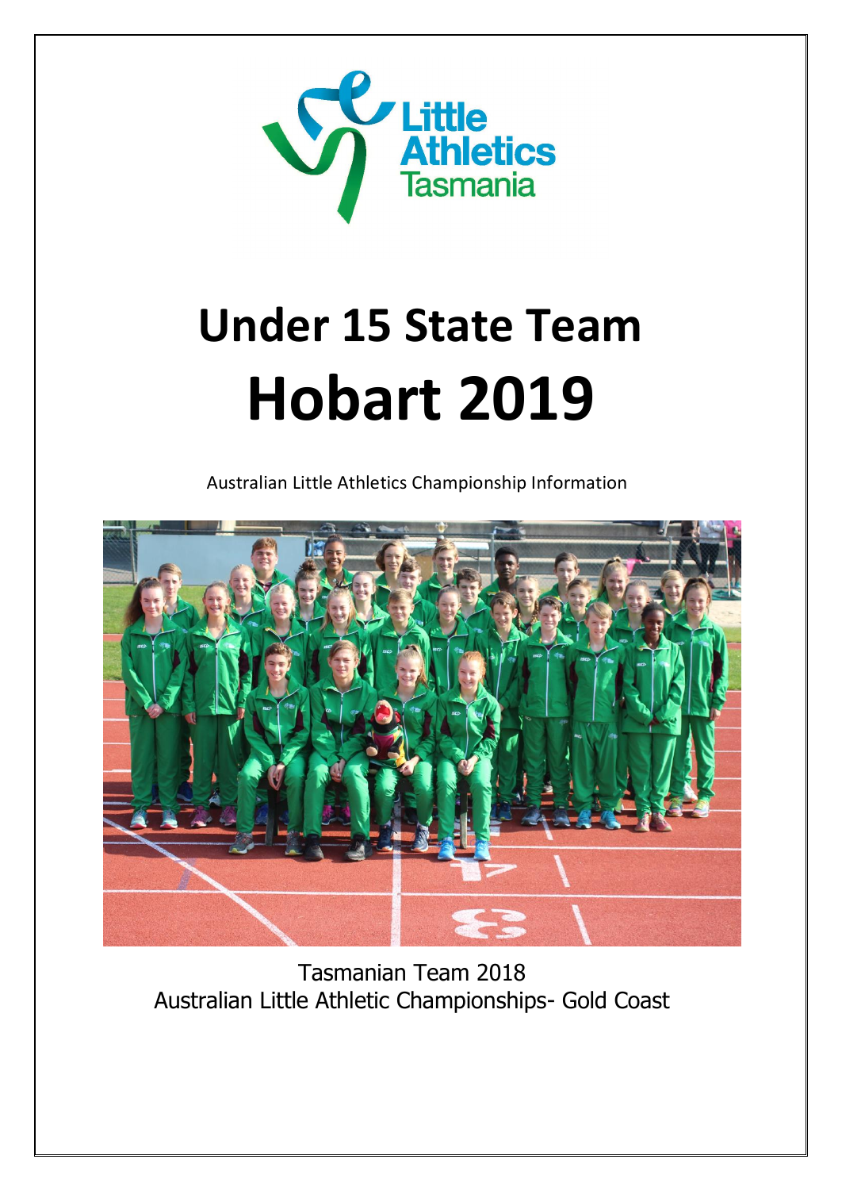Little Athletics Tasmania

# Under 15 State Team
# Hobart 2019

Australian Little Athletics Championship Information

Tasmanian Team 2018
Australian Little Athletic Championships- Gold Coast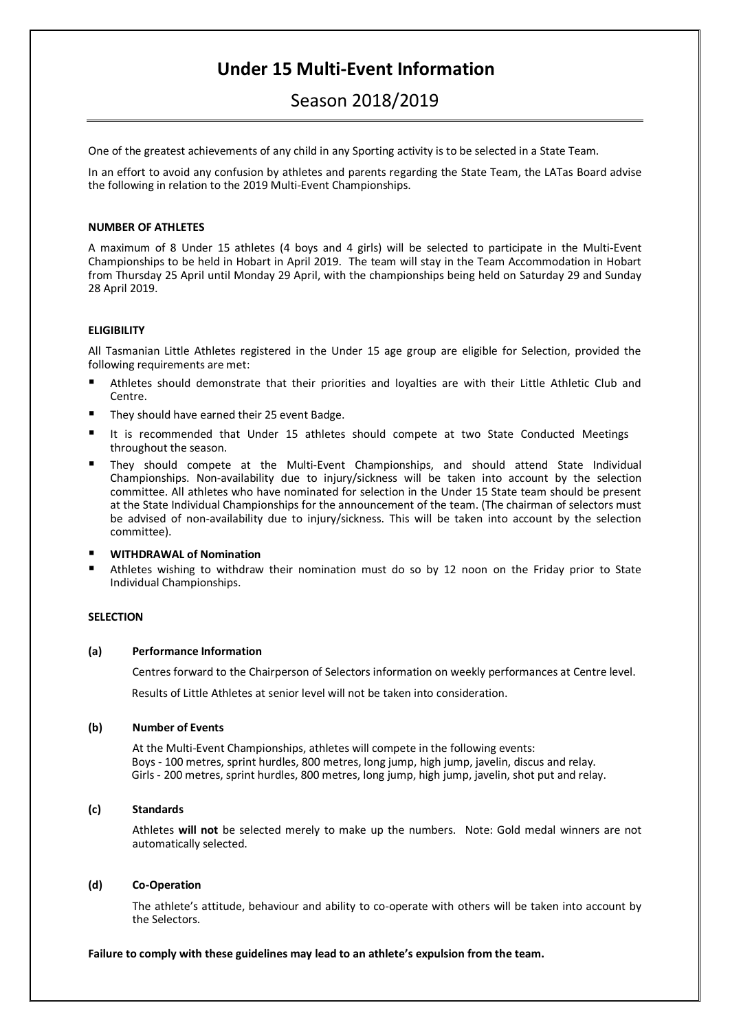# Under 15 Multi-Event Information

## Season 2018/2019

One of the greatest achievements of any child in any Sporting activity is to be selected in a State Team.

In an effort to avoid any confusion by athletes and parents regarding the State Team, the LATas Board advise the following in relation to the 2019 Multi-Event Championships.

**NUMBER OF ATHLETES**

A maximum of 8 Under 15 athletes (4 boys and 4 girls) will be selected to participate in the Multi-Event Championships to be held in Hobart in April 2019. The team will stay in the Team Accommodation in Hobart from Thursday 25 April until Monday 29 April, with the championships being held on Saturday 29 and Sunday 28 April 2019.

**ELIGIBILITY**

All Tasmanian Little Athletes registered in the Under 15 age group are eligible for Selection, provided the following requirements are met:

- Athletes should demonstrate that their priorities and loyalties are with their Little Athletic Club and Centre.
- They should have earned their 25 event Badge.
- It is recommended that Under 15 athletes should compete at two State Conducted Meetings throughout the season.
- They should compete at the Multi-Event Championships, and should attend State Individual Championships. Non-availability due to injury/sickness will be taken into account by the selection committee. All athletes who have nominated for selection in the Under 15 State team should be present at the State Individual Championships for the announcement of the team. (The chairman of selectors must be advised of non-availability due to injury/sickness. This will be taken into account by the selection committee).
- **WITHDRAWAL of Nomination**
- Athletes wishing to withdraw their nomination must do so by 12 noon on the Friday prior to State Individual Championships.

**SELECTION**

**(a) Performance Information**

Centres forward to the Chairperson of Selectors information on weekly performances at Centre level.

Results of Little Athletes at senior level will not be taken into consideration.

**(b) Number of Events**

At the Multi-Event Championships, athletes will compete in the following events:
Boys - 100 metres, sprint hurdles, 800 metres, long jump, high jump, javelin, discus and relay.
Girls - 200 metres, sprint hurdles, 800 metres, long jump, high jump, javelin, shot put and relay.

**(c) Standards**

Athletes **will not** be selected merely to make up the numbers. Note: Gold medal winners are not automatically selected.

**(d) Co-Operation**

The athlete's attitude, behaviour and ability to co-operate with others will be taken into account by the Selectors.

**Failure to comply with these guidelines may lead to an athlete's expulsion from the team.**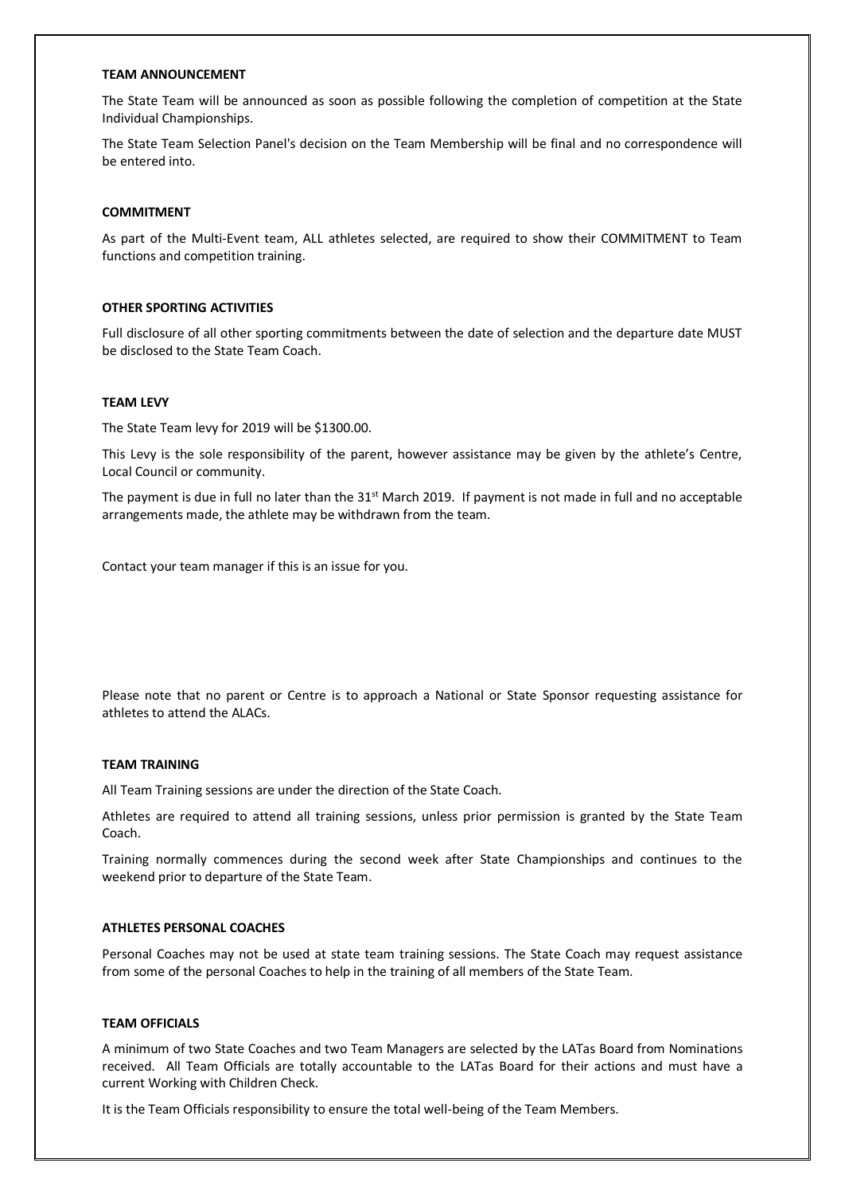**TEAM ANNOUNCEMENT**

The State Team will be announced as soon as possible following the completion of competition at the State Individual Championships.

The State Team Selection Panel's decision on the Team Membership will be final and no correspondence will be entered into.

**COMMITMENT**

As part of the Multi-Event team, ALL athletes selected, are required to show their COMMITMENT to Team functions and competition training.

**OTHER SPORTING ACTIVITIES**

Full disclosure of all other sporting commitments between the date of selection and the departure date MUST be disclosed to the State Team Coach.

**TEAM LEVY**

The State Team levy for 2019 will be $1300.00.

This Levy is the sole responsibility of the parent, however assistance may be given by the athlete's Centre, Local Council or community.

The payment is due in full no later than the 31st March 2019. If payment is not made in full and no acceptable arrangements made, the athlete may be withdrawn from the team.

Contact your team manager if this is an issue for you.

Please note that no parent or Centre is to approach a National or State Sponsor requesting assistance for athletes to attend the ALACs.

**TEAM TRAINING**

All Team Training sessions are under the direction of the State Coach.

Athletes are required to attend all training sessions, unless prior permission is granted by the State Team Coach.

Training normally commences during the second week after State Championships and continues to the weekend prior to departure of the State Team.

**ATHLETES PERSONAL COACHES**

Personal Coaches may not be used at state team training sessions. The State Coach may request assistance from some of the personal Coaches to help in the training of all members of the State Team.

**TEAM OFFICIALS**

A minimum of two State Coaches and two Team Managers are selected by the LATas Board from Nominations received. All Team Officials are totally accountable to the LATas Board for their actions and must have a current Working with Children Check.

It is the Team Officials responsibility to ensure the total well-being of the Team Members.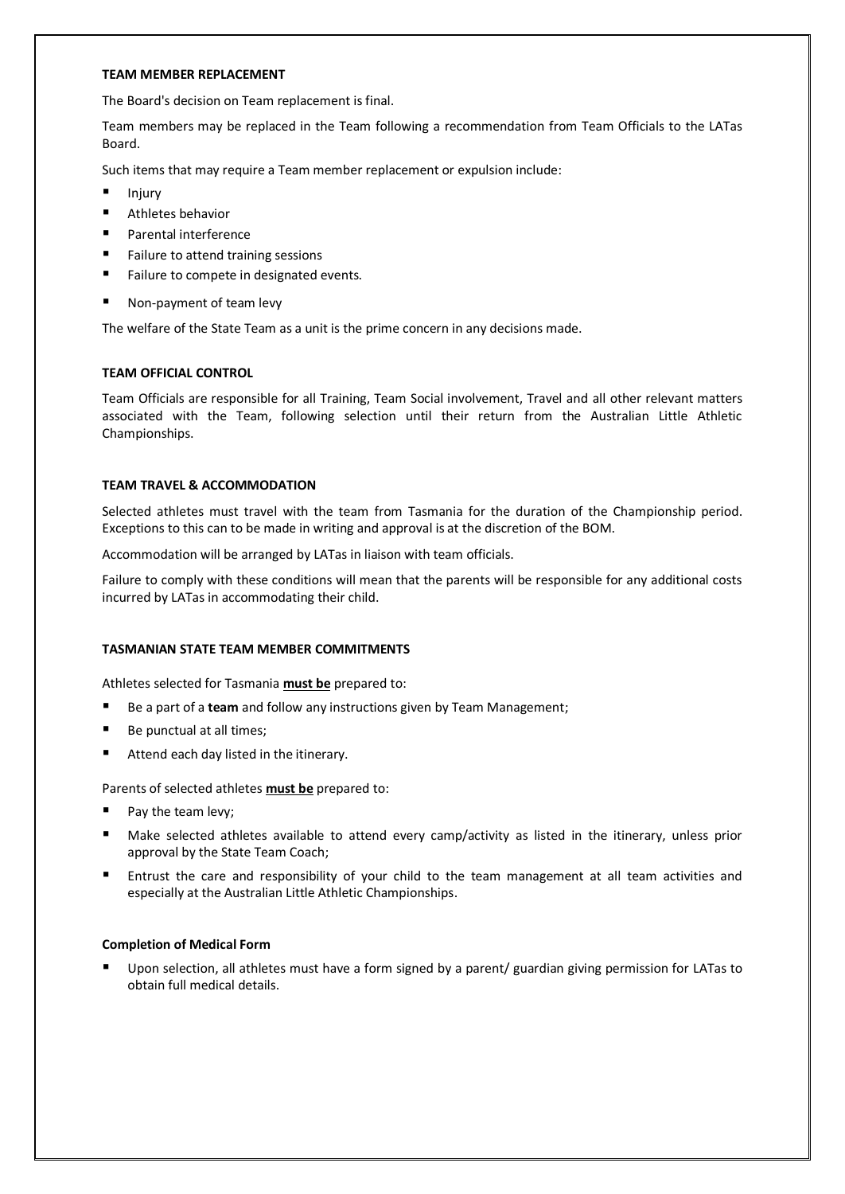**TEAM MEMBER REPLACEMENT**

The Board's decision on Team replacement is final.

Team members may be replaced in the Team following a recommendation from Team Officials to the LATas Board.

Such items that may require a Team member replacement or expulsion include:

- Injury
- Athletes behavior
- Parental interference
- Failure to attend training sessions
- Failure to compete in designated events.
- Non-payment of team levy

The welfare of the State Team as a unit is the prime concern in any decisions made.

**TEAM OFFICIAL CONTROL**

Team Officials are responsible for all Training, Team Social involvement, Travel and all other relevant matters associated with the Team, following selection until their return from the Australian Little Athletic Championships.

**TEAM TRAVEL & ACCOMMODATION**

Selected athletes must travel with the team from Tasmania for the duration of the Championship period. Exceptions to this can to be made in writing and approval is at the discretion of the BOM.

Accommodation will be arranged by LATas in liaison with team officials.

Failure to comply with these conditions will mean that the parents will be responsible for any additional costs incurred by LATas in accommodating their child.

**TASMANIAN STATE TEAM MEMBER COMMITMENTS**

Athletes selected for Tasmania **must be** prepared to:

- Be a part of a **team** and follow any instructions given by Team Management;
- Be punctual at all times;
- Attend each day listed in the itinerary.

Parents of selected athletes **must be** prepared to:

- Pay the team levy;
- Make selected athletes available to attend every camp/activity as listed in the itinerary, unless prior approval by the State Team Coach;
- Entrust the care and responsibility of your child to the team management at all team activities and especially at the Australian Little Athletic Championships.

**Completion of Medical Form**

- Upon selection, all athletes must have a form signed by a parent/ guardian giving permission for LATas to obtain full medical details.